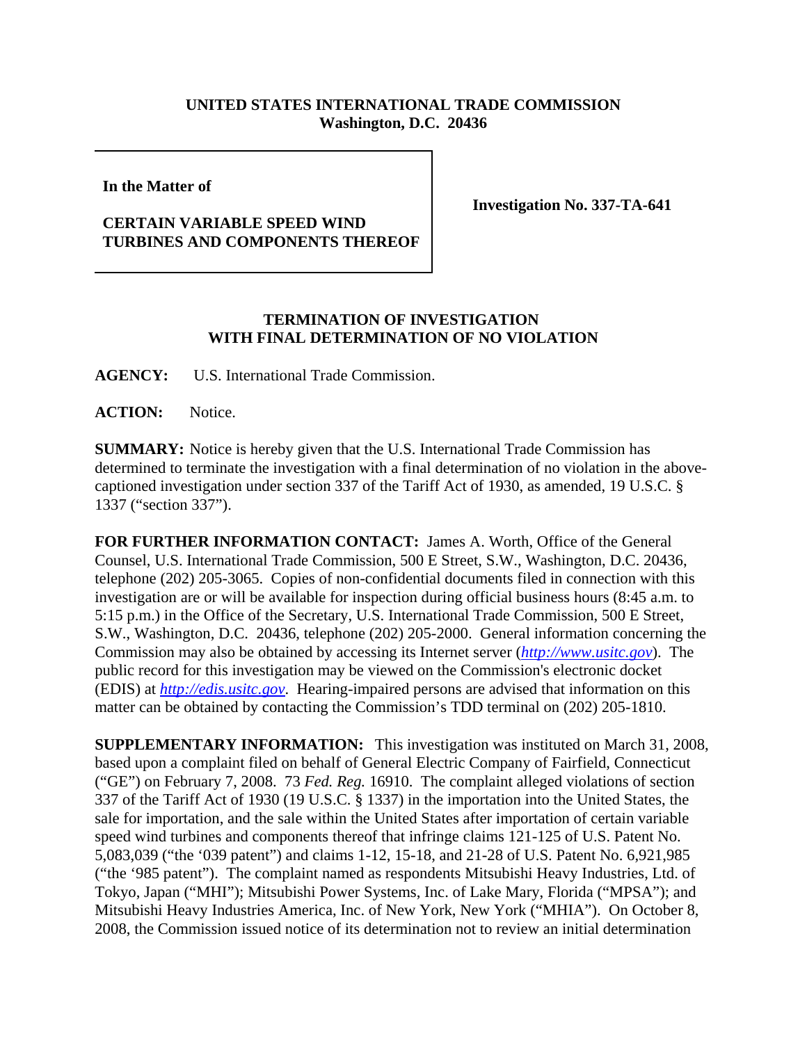**UNITED STATES INTERNATIONAL TRADE COMMISSION**
**Washington, D.C. 20436**

**In the Matter of**

**CERTAIN VARIABLE SPEED WIND TURBINES AND COMPONENTS THEREOF**

**Investigation No. 337-TA-641**

**TERMINATION OF INVESTIGATION WITH FINAL DETERMINATION OF NO VIOLATION**

**AGENCY:** U.S. International Trade Commission.

**ACTION:** Notice.

**SUMMARY:** Notice is hereby given that the U.S. International Trade Commission has determined to terminate the investigation with a final determination of no violation in the above-captioned investigation under section 337 of the Tariff Act of 1930, as amended, 19 U.S.C. § 1337 ("section 337").

**FOR FURTHER INFORMATION CONTACT:** James A. Worth, Office of the General Counsel, U.S. International Trade Commission, 500 E Street, S.W., Washington, D.C. 20436, telephone (202) 205-3065. Copies of non-confidential documents filed in connection with this investigation are or will be available for inspection during official business hours (8:45 a.m. to 5:15 p.m.) in the Office of the Secretary, U.S. International Trade Commission, 500 E Street, S.W., Washington, D.C. 20436, telephone (202) 205-2000. General information concerning the Commission may also be obtained by accessing its Internet server (*http://www.usitc.gov*). The public record for this investigation may be viewed on the Commission's electronic docket (EDIS) at *http://edis.usitc.gov*. Hearing-impaired persons are advised that information on this matter can be obtained by contacting the Commission's TDD terminal on (202) 205-1810.

**SUPPLEMENTARY INFORMATION:** This investigation was instituted on March 31, 2008, based upon a complaint filed on behalf of General Electric Company of Fairfield, Connecticut ("GE") on February 7, 2008. 73 *Fed. Reg.* 16910. The complaint alleged violations of section 337 of the Tariff Act of 1930 (19 U.S.C. § 1337) in the importation into the United States, the sale for importation, and the sale within the United States after importation of certain variable speed wind turbines and components thereof that infringe claims 121-125 of U.S. Patent No. 5,083,039 ("the '039 patent") and claims 1-12, 15-18, and 21-28 of U.S. Patent No. 6,921,985 ("the '985 patent"). The complaint named as respondents Mitsubishi Heavy Industries, Ltd. of Tokyo, Japan ("MHI"); Mitsubishi Power Systems, Inc. of Lake Mary, Florida ("MPSA"); and Mitsubishi Heavy Industries America, Inc. of New York, New York ("MHIA"). On October 8, 2008, the Commission issued notice of its determination not to review an initial determination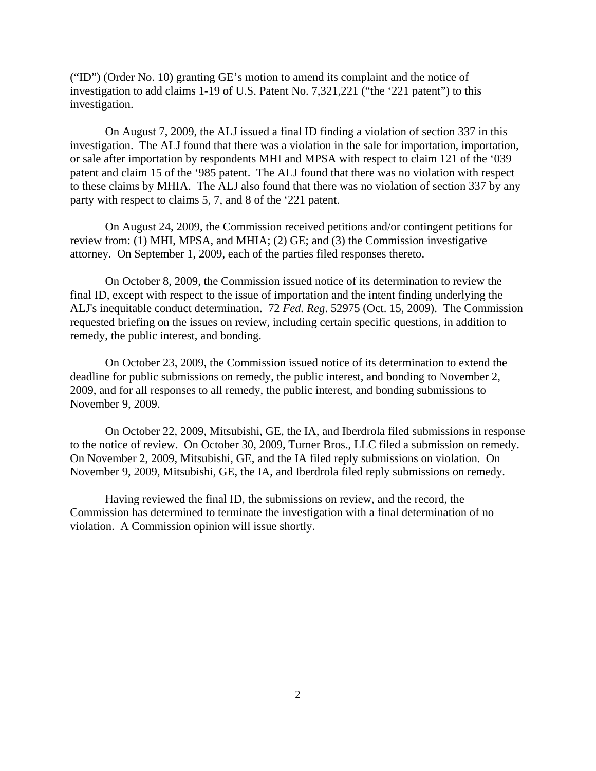("ID") (Order No. 10) granting GE's motion to amend its complaint and the notice of investigation to add claims 1-19 of U.S. Patent No. 7,321,221 ("the '221 patent") to this investigation.

On August 7, 2009, the ALJ issued a final ID finding a violation of section 337 in this investigation. The ALJ found that there was a violation in the sale for importation, importation, or sale after importation by respondents MHI and MPSA with respect to claim 121 of the '039 patent and claim 15 of the '985 patent. The ALJ found that there was no violation with respect to these claims by MHIA. The ALJ also found that there was no violation of section 337 by any party with respect to claims 5, 7, and 8 of the '221 patent.

On August 24, 2009, the Commission received petitions and/or contingent petitions for review from: (1) MHI, MPSA, and MHIA; (2) GE; and (3) the Commission investigative attorney. On September 1, 2009, each of the parties filed responses thereto.

On October 8, 2009, the Commission issued notice of its determination to review the final ID, except with respect to the issue of importation and the intent finding underlying the ALJ's inequitable conduct determination. 72 *Fed. Reg*. 52975 (Oct. 15, 2009). The Commission requested briefing on the issues on review, including certain specific questions, in addition to remedy, the public interest, and bonding.

On October 23, 2009, the Commission issued notice of its determination to extend the deadline for public submissions on remedy, the public interest, and bonding to November 2, 2009, and for all responses to all remedy, the public interest, and bonding submissions to November 9, 2009.

On October 22, 2009, Mitsubishi, GE, the IA, and Iberdrola filed submissions in response to the notice of review. On October 30, 2009, Turner Bros., LLC filed a submission on remedy. On November 2, 2009, Mitsubishi, GE, and the IA filed reply submissions on violation. On November 9, 2009, Mitsubishi, GE, the IA, and Iberdrola filed reply submissions on remedy.

Having reviewed the final ID, the submissions on review, and the record, the Commission has determined to terminate the investigation with a final determination of no violation. A Commission opinion will issue shortly.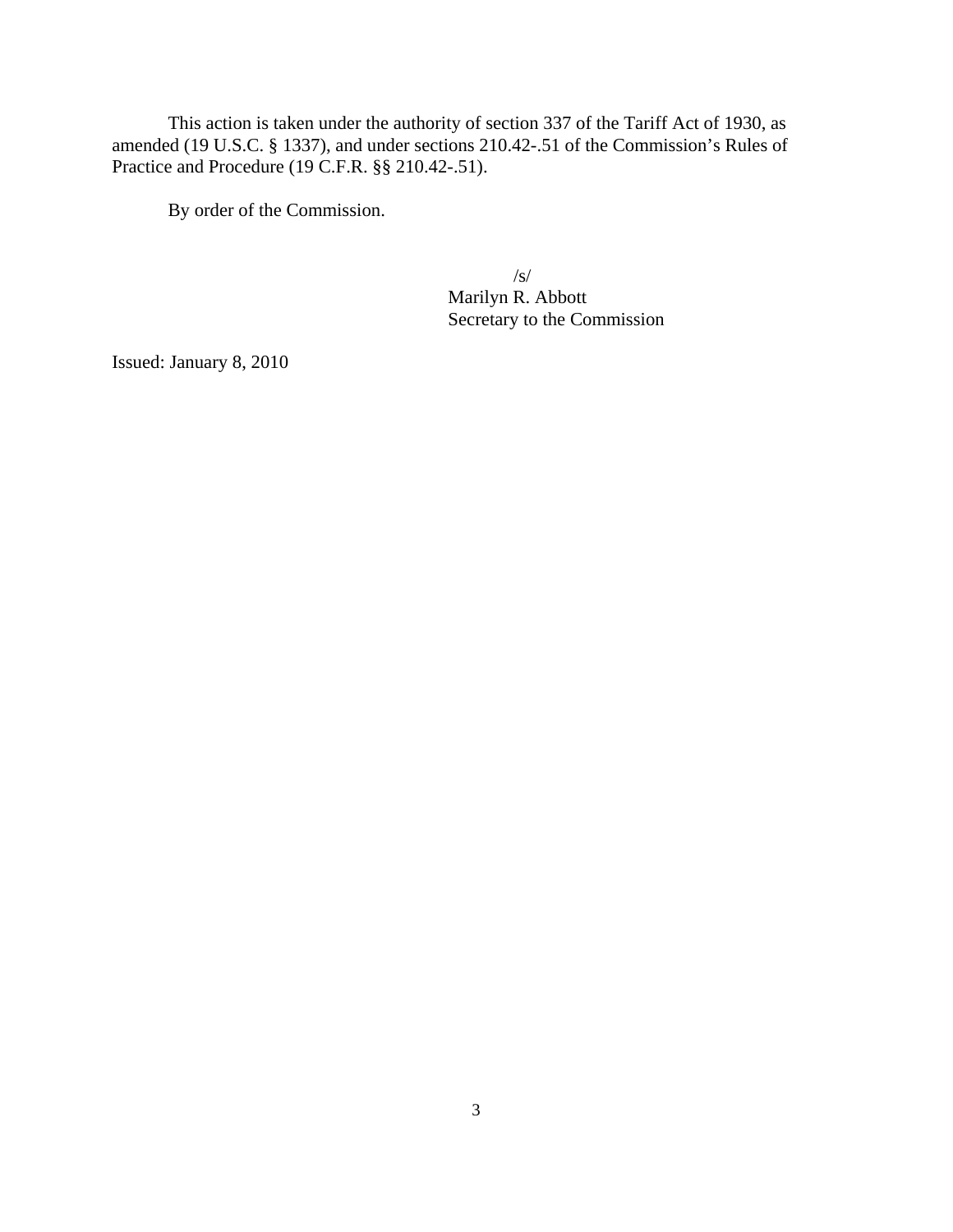This action is taken under the authority of section 337 of the Tariff Act of 1930, as amended (19 U.S.C. § 1337), and under sections 210.42-.51 of the Commission's Rules of Practice and Procedure (19 C.F.R. §§ 210.42-.51).

By order of the Commission.

/s/
Marilyn R. Abbott
Secretary to the Commission

Issued: January 8, 2010